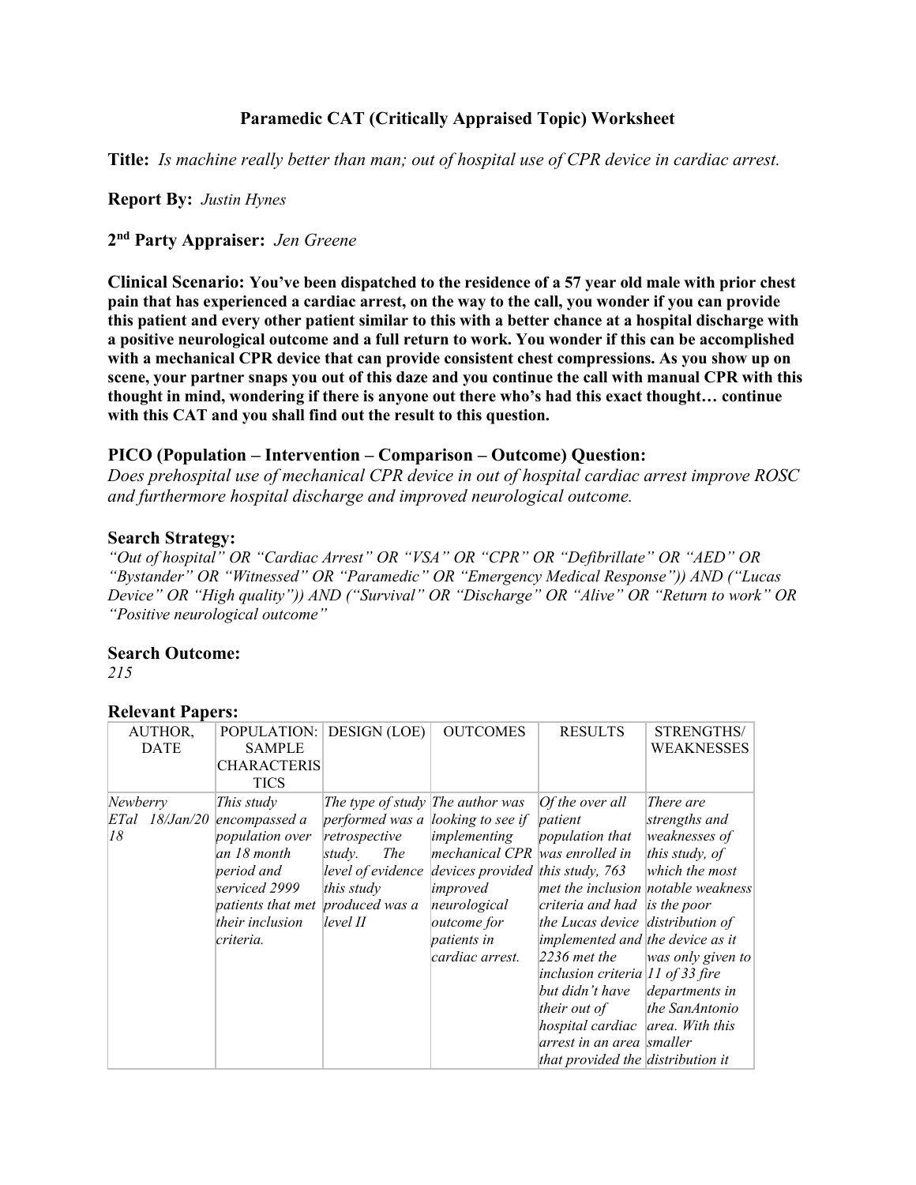**Paramedic CAT (Critically Appraised Topic) Worksheet**

**Title:** *Is machine really better than man; out of hospital use of CPR device in cardiac arrest.*

**Report By:** *Justin Hynes*

**2nd Party Appraiser:** *Jen Greene*

**Clinical Scenario: You've been dispatched to the residence of a 57 year old male with prior chest pain that has experienced a cardiac arrest, on the way to the call, you wonder if you can provide this patient and every other patient similar to this with a better chance at a hospital discharge with a positive neurological outcome and a full return to work. You wonder if this can be accomplished with a mechanical CPR device that can provide consistent chest compressions. As you show up on scene, your partner snaps you out of this daze and you continue the call with manual CPR with this thought in mind, wondering if there is anyone out there who's had this exact thought… continue with this CAT and you shall find out the result to this question.**

### PICO (Population – Intervention – Comparison – Outcome) Question:

*Does prehospital use of mechanical CPR device in out of hospital cardiac arrest improve ROSC and furthermore hospital discharge and improved neurological outcome.*

### Search Strategy:

*"Out of hospital" OR "Cardiac Arrest" OR "VSA" OR "CPR" OR "Defibrillate" OR "AED" OR "Bystander" OR "Witnessed" OR "Paramedic" OR "Emergency Medical Response")) AND ("Lucas Device" OR "High quality")) AND ("Survival" OR "Discharge" OR "Alive" OR "Return to work" OR "Positive neurological outcome"*

### Search Outcome:

*215*

### Relevant Papers:

| AUTHOR, DATE | POPULATION: SAMPLE CHARACTERISTICS | DESIGN (LOE) | OUTCOMES | RESULTS | STRENGTHS/ WEAKNESSES |
|---|---|---|---|---|---|
| *Newberry ETal 18/Jan/2018* | *This study encompassed a population over an 18 month period and serviced 2999 patients that met their inclusion criteria.* | *The type of study performed was a retrospective study. The level of evidence this study produced was a level II* | *The author was looking to see if implementing mechanical CPR devices provided improved neurological outcome for patients in cardiac arrest.* | *Of the over all patient population that was enrolled in this study, 763 met the inclusion criteria and had the Lucas device implemented and 2236 met the inclusion criteria but didn't have their out of hospital cardiac arrest in an area that provided the* | *There are strengths and weaknesses of this study, of which the most notable weakness is the poor distribution of the device as it was only given to 11 of 33 fire departments in the SanAntonio area. With this smaller distribution it* |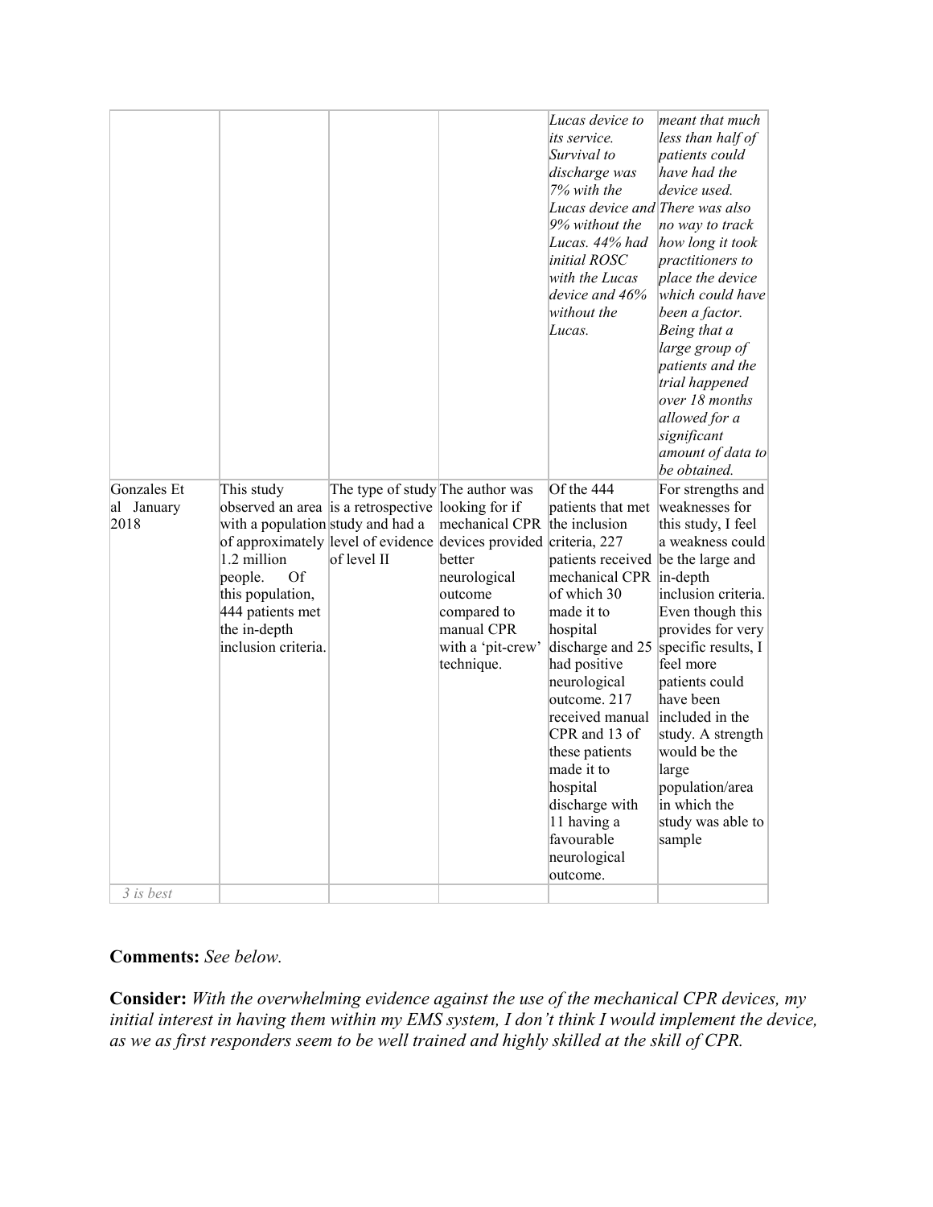| | | | | | |
|---|---|---|---|---|---|
| | | | | *Lucas device to its service. Survival to discharge was 7% with the Lucas device and 9% without the Lucas. 44% had initial ROSC with the Lucas device and 46% without the Lucas.* | *meant that much less than half of patients could have had the device used. There was also no way to track how long it took practitioners to place the device which could have been a factor. Being that a large group of patients and the trial happened over 18 months allowed for a significant amount of data to be obtained.* |
| Gonzales Et al January 2018 | This study observed an area with a population of approximately 1.2 million people. Of this population, 444 patients met the in-depth inclusion criteria. | The type of study is a retrospective study and had a level of evidence of level II | The author was looking for if mechanical CPR devices provided better neurological outcome compared to manual CPR with a 'pit-crew' technique. | Of the 444 patients that met the inclusion criteria, 227 patients received mechanical CPR of which 30 made it to hospital discharge and 25 had positive neurological outcome. 217 received manual CPR and 13 of these patients made it to hospital discharge with 11 having a favourable neurological outcome. | For strengths and weaknesses for this study, I feel a weakness could be the large and in-depth inclusion criteria. Even though this provides for very specific results, I feel more patients could have been included in the study. A strength would be the large population/area in which the study was able to sample |
| *3 is best* | | | | | |

**Comments:** *See below.*

**Consider:** *With the overwhelming evidence against the use of the mechanical CPR devices, my initial interest in having them within my EMS system, I don't think I would implement the device, as we as first responders seem to be well trained and highly skilled at the skill of CPR.*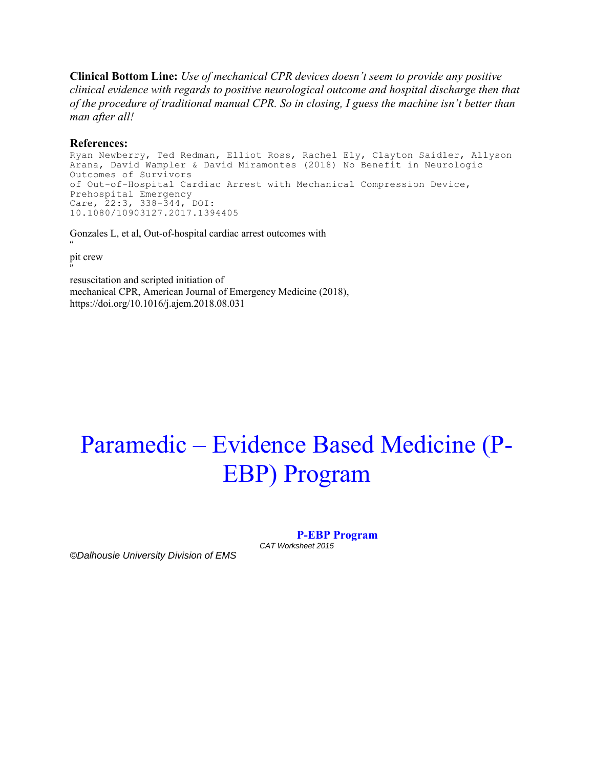**Clinical Bottom Line:** *Use of mechanical CPR devices doesn't seem to provide any positive clinical evidence with regards to positive neurological outcome and hospital discharge then that of the procedure of traditional manual CPR. So in closing, I guess the machine isn't better than man after all!*

**References:**

Ryan Newberry, Ted Redman, Elliot Ross, Rachel Ely, Clayton Saidler, Allyson Arana, David Wampler & David Miramontes (2018) No Benefit in Neurologic Outcomes of Survivors of Out-of-Hospital Cardiac Arrest with Mechanical Compression Device, Prehospital Emergency Care, 22:3, 338-344, DOI: 10.1080/10903127.2017.1394405

Gonzales L, et al, Out-of-hospital cardiac arrest outcomes with "pit crew" resuscitation and scripted initiation of mechanical CPR, American Journal of Emergency Medicine (2018), https://doi.org/10.1016/j.ajem.2018.08.031

# Paramedic – Evidence Based Medicine (P-EBP) Program

**P-EBP Program**

*CAT Worksheet 2015*

*©Dalhousie University Division of EMS*